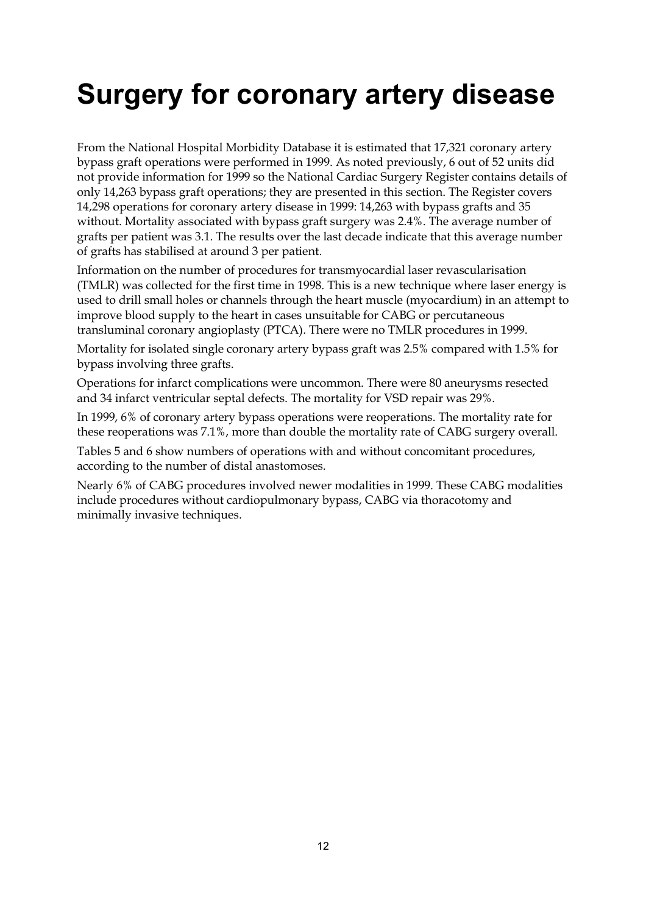# Surgery for coronary artery disease

From the National Hospital Morbidity Database it is estimated that 17,321 coronary artery bypass graft operations were performed in 1999. As noted previously, 6 out of 52 units did not provide information for 1999 so the National Cardiac Surgery Register contains details of only 14,263 bypass graft operations; they are presented in this section. The Register covers 14,298 operations for coronary artery disease in 1999: 14,263 with bypass grafts and 35 without. Mortality associated with bypass graft surgery was 2.4%. The average number of grafts per patient was 3.1. The results over the last decade indicate that this average number of grafts has stabilised at around 3 per patient.

Information on the number of procedures for transmyocardial laser revascularisation (TMLR) was collected for the first time in 1998. This is a new technique where laser energy is used to drill small holes or channels through the heart muscle (myocardium) in an attempt to improve blood supply to the heart in cases unsuitable for CABG or percutaneous transluminal coronary angioplasty (PTCA). There were no TMLR procedures in 1999.

Mortality for isolated single coronary artery bypass graft was 2.5% compared with 1.5% for bypass involving three grafts.

Operations for infarct complications were uncommon. There were 80 aneurysms resected and 34 infarct ventricular septal defects. The mortality for VSD repair was 29%.

In 1999, 6% of coronary artery bypass operations were reoperations. The mortality rate for these reoperations was 7.1%, more than double the mortality rate of CABG surgery overall.

Tables 5 and 6 show numbers of operations with and without concomitant procedures, according to the number of distal anastomoses.

Nearly 6% of CABG procedures involved newer modalities in 1999. These CABG modalities include procedures without cardiopulmonary bypass, CABG via thoracotomy and minimally invasive techniques.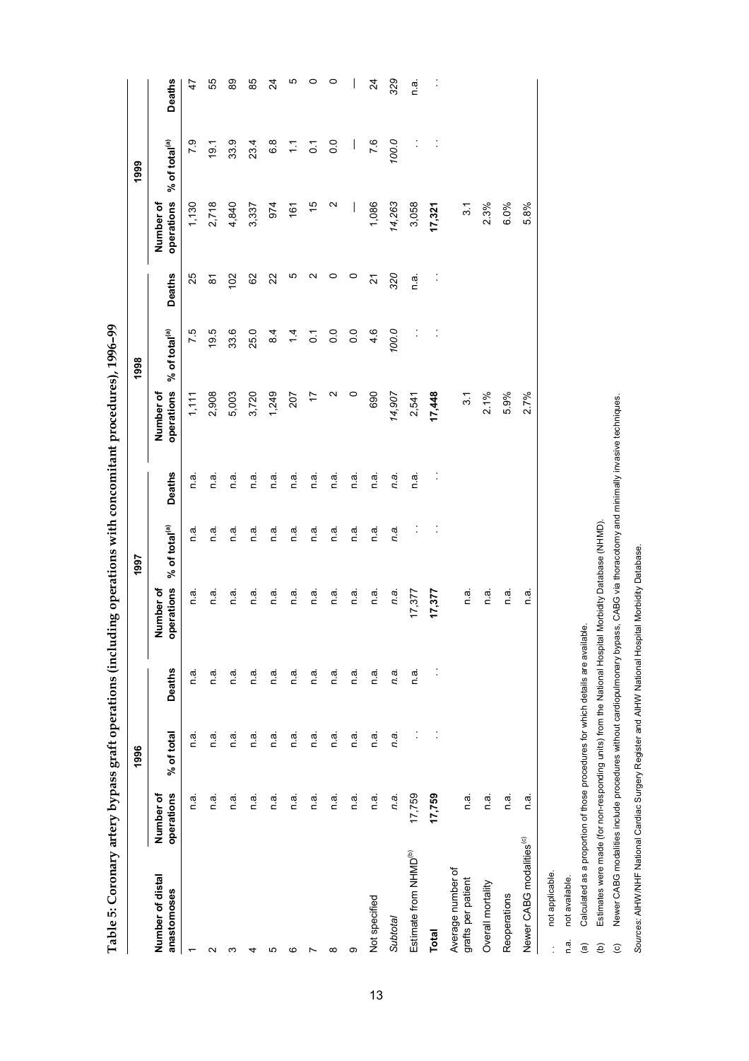**Table 5: Coronary artery bypass graft operations (including operations with concomitant procedures), 1996–99**

| Number of distal anastomoses | 1996 | | | 1997 | | | 1998 | | | 1999 | | |
|---|---|---|---|---|---|---|---|---|---|---|---|---|
| | Number of operations | % of total | Deaths | Number of operations | % of total[(a)] | Deaths | Number of operations | % of total[(a)] | Deaths | Number of operations | % of total[(a)] | Deaths |
| 1 | n.a. | n.a. | n.a. | n.a. | n.a. | n.a. | 1,111 | 7.5 | 25 | 1,130 | 7.9 | 47 |
| 2 | n.a. | n.a. | n.a. | n.a. | n.a. | n.a. | 2,908 | 19.5 | 81 | 2,718 | 19.1 | 55 |
| 3 | n.a. | n.a. | n.a. | n.a. | n.a. | n.a. | 5,003 | 33.6 | 102 | 4,840 | 33.9 | 89 |
| 4 | n.a. | n.a. | n.a. | n.a. | n.a. | n.a. | 3,720 | 25.0 | 62 | 3,337 | 23.4 | 85 |
| 5 | n.a. | n.a. | n.a. | n.a. | n.a. | n.a. | 1,249 | 8.4 | 22 | 974 | 6.8 | 24 |
| 6 | n.a. | n.a. | n.a. | n.a. | n.a. | n.a. | 207 | 1.4 | 5 | 161 | 1.1 | 5 |
| 7 | n.a. | n.a. | n.a. | n.a. | n.a. | n.a. | 17 | 0.1 | 2 | 15 | 0.1 | 0 |
| 8 | n.a. | n.a. | n.a. | n.a. | n.a. | n.a. | 2 | 0.0 | 0 | 2 | 0.0 | 0 |
| 9 | n.a. | n.a. | n.a. | n.a. | n.a. | n.a. | 0 | 0.0 | 0 | — | — | — |
| Not specified | n.a. | n.a. | n.a. | n.a. | n.a. | n.a. | 690 | 4.6 | 21 | 1,086 | 7.6 | 24 |
| *Subtotal* | *n.a.* | *n.a.* | *n.a.* | *n.a.* | *n.a.* | *n.a.* | *14,907* | *100.0* | *320* | *14,263* | *100.0* | *329* |
| Estimate from NHMD[(b)] | 17,759 | . . | n.a. | 17,377 | . . | n.a. | 2,541 | . . | n.a. | 3,058 | . . | n.a. |
| **Total** | **17,759** | . . | . . | **17,377** | . . | . . | **17,448** | . . | . . | **17,321** | . . | . . |
| Average number of grafts per patient | n.a. | | | n.a. | | | 3.1 | | | 3.1 | | |
| Overall mortality | n.a. | | | n.a. | | | 2.1% | | | 2.3% | | |
| Reoperations | n.a. | | | n.a. | | | 5.9% | | | 6.0% | | |
| Newer CABG modalities[(c)] | n.a. | | | n.a. | | | 2.7% | | | 5.8% | | |

. . not applicable.

n.a. not available.

(a) Calculated as a proportion of those procedures for which details are available.

(b) Estimates were made (for non-responding units) from the National Hospital Morbidity Database (NHMD).

(c) Newer CABG modalities include procedures without cardiopulmonary bypass, CABG via thoracotomy and minimally invasive techniques.

*Sources:* AIHW/NHF National Cardiac Surgery Register and AIHW National Hospital Morbidity Database.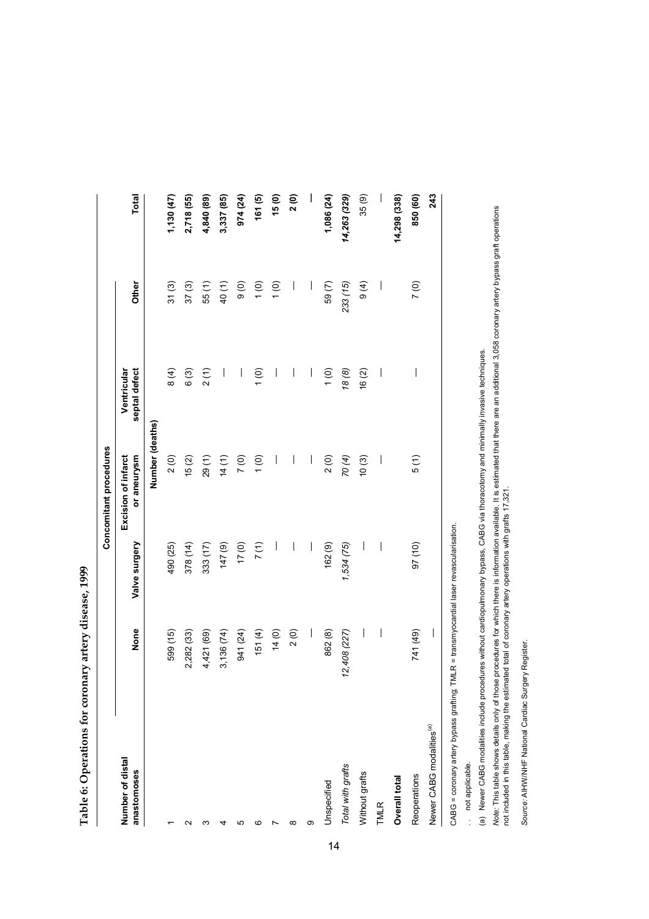**Table 6: Operations for coronary artery disease, 1999**

| Number of distal anastomoses | None | Concomitant procedures | | | | Total |
|---|---|---|---|---|---|---|
| | | Valve surgery | Excision of infarct or aneurysm | Ventricular septal defect | Other | |
| | Number (deaths) | | | | | |
| 1 | 599 (15) | 490 (25) | 2 (0) | 8 (4) | 31 (3) | **1,130 (47)** |
| 2 | 2,282 (33) | 378 (14) | 15 (2) | 6 (3) | 37 (3) | **2,718 (55)** |
| 3 | 4,421 (69) | 333 (17) | 29 (1) | 2 (1) | 55 (1) | **4,840 (89)** |
| 4 | 3,136 (74) | 147 (9) | 14 (1) | — | 40 (1) | **3,337 (85)** |
| 5 | 941 (24) | 17 (0) | 7 (0) | — | 9 (0) | **974 (24)** |
| 6 | 151 (4) | 7 (1) | 1 (0) | 1 (0) | 1 (0) | **161 (5)** |
| 7 | 14 (0) | — | — | — | 1 (0) | **15 (0)** |
| 8 | 2 (0) | — | — | — | — | **2 (0)** |
| 9 | — | — | — | — | — | **—** |
| Unspecified | 862 (8) | 162 (9) | 2 (0) | 1 (0) | 59 (7) | **1,086 (24)** |
| *Total with grafts* | *12,408 (227)* | *1,534 (75)* | *70 (4)* | *18 (8)* | *233 (15)* | ***14,263 (329)*** |
| Without grafts | — | — | 10 (3) | 16 (2) | 9 (4) | 35 (9) |
| TMLR | — | — | — | — | — | — |
| **Overall total** | | | | | | **14,298 (338)** |
| Reoperations | 741 (49) | 97 (10) | 5 (1) | — | 7 (0) | **850 (60)** |
| Newer CABG modalities[(a)] | — | | | | | **243** |

CABG = coronary artery bypass grafting; TMLR = transmyocardial laser revascularisation.

. . not applicable.

(a) Newer CABG modalities include procedures without cardiopulmonary bypass, CABG via thoracotomy and minimally invasive techniques.

*Note:* This table shows details only of those procedures for which there is information available. It is estimated that there are an additional 3,058 coronary artery bypass graft operations not included in this table, making the estimated total of coronary artery operations with grafts 17,321.

*Source:* AIHW/NHF National Cardiac Surgery Register.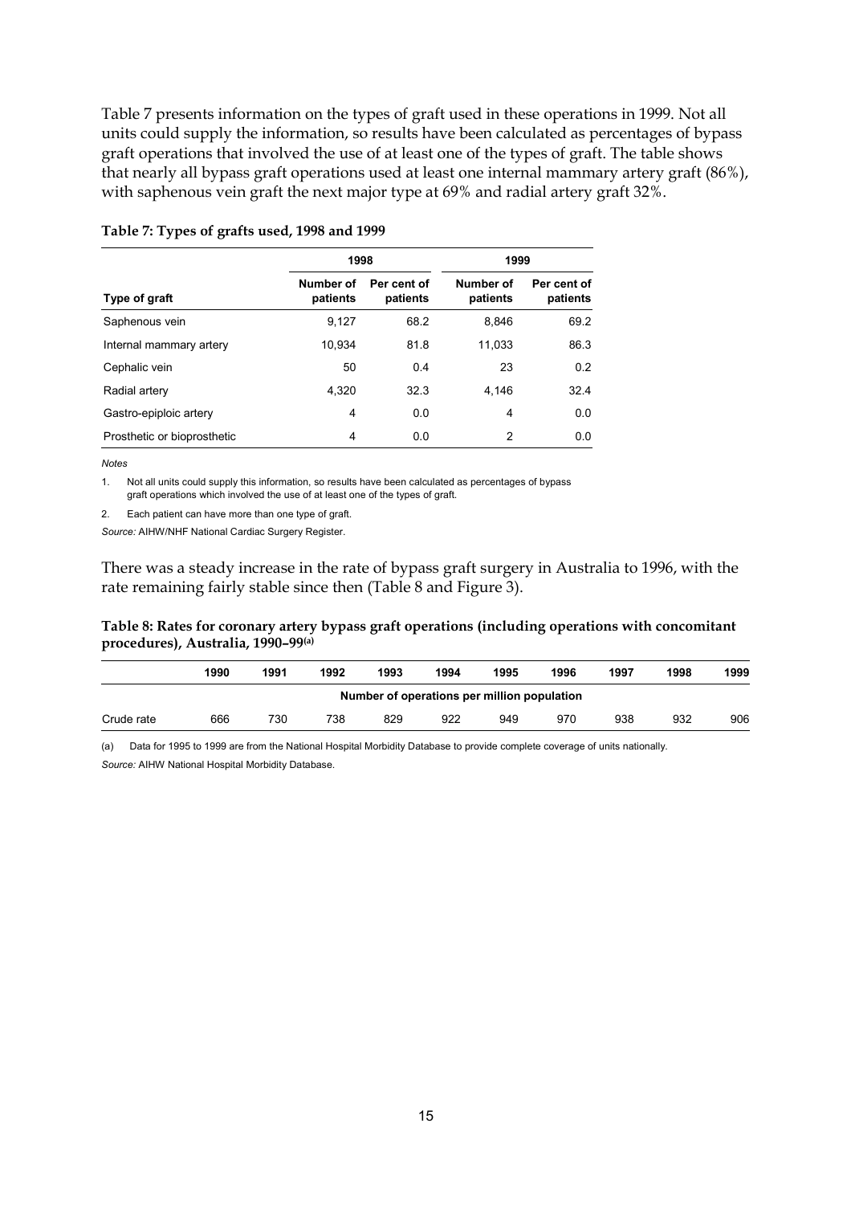Table 7 presents information on the types of graft used in these operations in 1999. Not all units could supply the information, so results have been calculated as percentages of bypass graft operations that involved the use of at least one of the types of graft. The table shows that nearly all bypass graft operations used at least one internal mammary artery graft (86%), with saphenous vein graft the next major type at 69% and radial artery graft 32%.

**Table 7: Types of grafts used, 1998 and 1999**

| | 1998 | | 1999 | |
|---|---|---|---|---|
| Type of graft | Number of patients | Per cent of patients | Number of patients | Per cent of patients |
| Saphenous vein | 9,127 | 68.2 | 8,846 | 69.2 |
| Internal mammary artery | 10,934 | 81.8 | 11,033 | 86.3 |
| Cephalic vein | 50 | 0.4 | 23 | 0.2 |
| Radial artery | 4,320 | 32.3 | 4,146 | 32.4 |
| Gastro-epiploic artery | 4 | 0.0 | 4 | 0.0 |
| Prosthetic or bioprosthetic | 4 | 0.0 | 2 | 0.0 |

*Notes*

1. Not all units could supply this information, so results have been calculated as percentages of bypass graft operations which involved the use of at least one of the types of graft.
2. Each patient can have more than one type of graft.

*Source:* AIHW/NHF National Cardiac Surgery Register.

There was a steady increase in the rate of bypass graft surgery in Australia to 1996, with the rate remaining fairly stable since then (Table 8 and Figure 3).

**Table 8: Rates for coronary artery bypass graft operations (including operations with concomitant procedures), Australia, 1990–99[(a)]**

| | 1990 | 1991 | 1992 | 1993 | 1994 | 1995 | 1996 | 1997 | 1998 | 1999 |
|---|---|---|---|---|---|---|---|---|---|---|
| | Number of operations per million population | | | | | | | | | |
| Crude rate | 666 | 730 | 738 | 829 | 922 | 949 | 970 | 938 | 932 | 906 |

(a) Data for 1995 to 1999 are from the National Hospital Morbidity Database to provide complete coverage of units nationally.

*Source:* AIHW National Hospital Morbidity Database.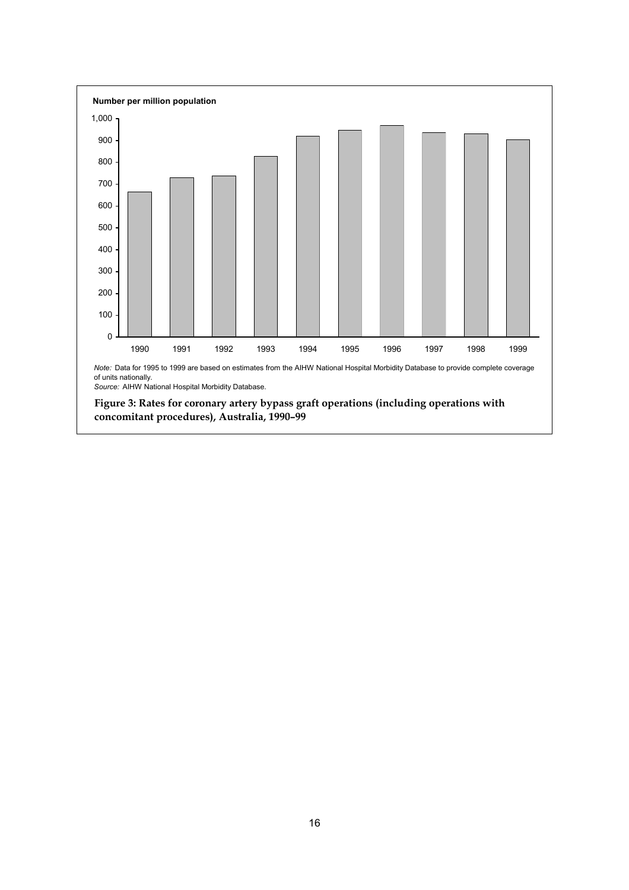Number per million population

*Note:* Data for 1995 to 1999 are based on estimates from the AIHW National Hospital Morbidity Database to provide complete coverage of units nationally.
*Source:* AIHW National Hospital Morbidity Database.

**Figure 3: Rates for coronary artery bypass graft operations (including operations with concomitant procedures), Australia, 1990–99**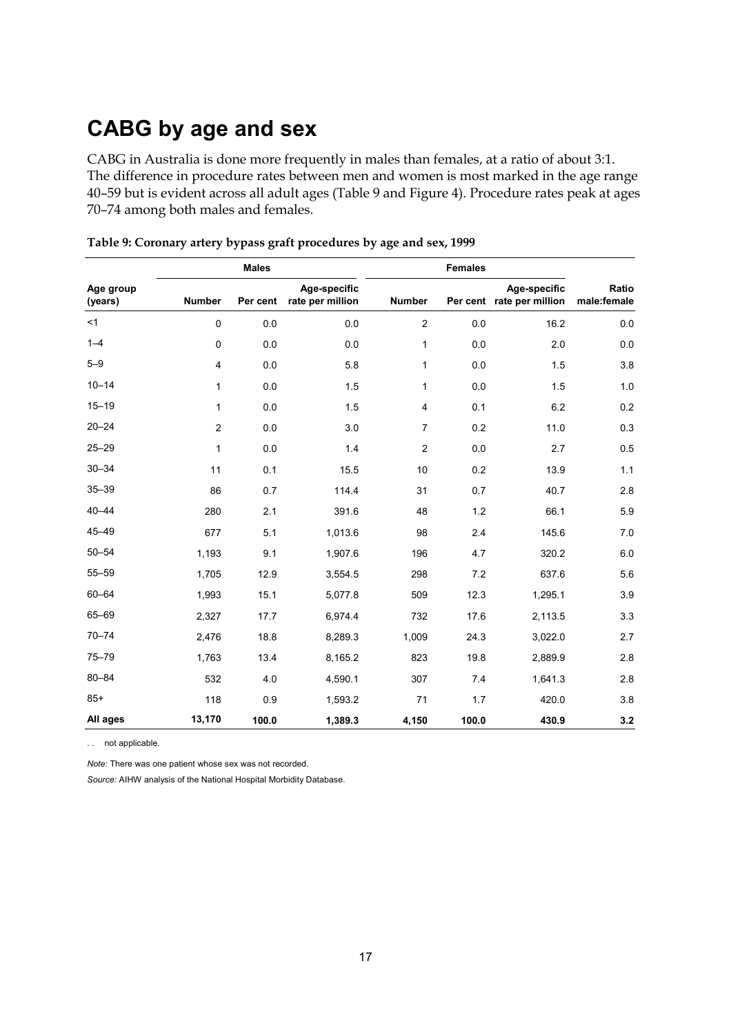# CABG by age and sex

CABG in Australia is done more frequently in males than females, at a ratio of about 3:1. The difference in procedure rates between men and women is most marked in the age range 40–59 but is evident across all adult ages (Table 9 and Figure 4). Procedure rates peak at ages 70–74 among both males and females.

**Table 9: Coronary artery bypass graft procedures by age and sex, 1999**

| | Males | | | Females | | | |
|---|---|---|---|---|---|---|---|
| Age group (years) | Number | Per cent | Age-specific rate per million | Number | Per cent | Age-specific rate per million | Ratio male:female |
| <1 | 0 | 0.0 | 0.0 | 2 | 0.0 | 16.2 | 0.0 |
| 1–4 | 0 | 0.0 | 0.0 | 1 | 0.0 | 2.0 | 0.0 |
| 5–9 | 4 | 0.0 | 5.8 | 1 | 0.0 | 1.5 | 3.8 |
| 10–14 | 1 | 0.0 | 1.5 | 1 | 0.0 | 1.5 | 1.0 |
| 15–19 | 1 | 0.0 | 1.5 | 4 | 0.1 | 6.2 | 0.2 |
| 20–24 | 2 | 0.0 | 3.0 | 7 | 0.2 | 11.0 | 0.3 |
| 25–29 | 1 | 0.0 | 1.4 | 2 | 0.0 | 2.7 | 0.5 |
| 30–34 | 11 | 0.1 | 15.5 | 10 | 0.2 | 13.9 | 1.1 |
| 35–39 | 86 | 0.7 | 114.4 | 31 | 0.7 | 40.7 | 2.8 |
| 40–44 | 280 | 2.1 | 391.6 | 48 | 1.2 | 66.1 | 5.9 |
| 45–49 | 677 | 5.1 | 1,013.6 | 98 | 2.4 | 145.6 | 7.0 |
| 50–54 | 1,193 | 9.1 | 1,907.6 | 196 | 4.7 | 320.2 | 6.0 |
| 55–59 | 1,705 | 12.9 | 3,554.5 | 298 | 7.2 | 637.6 | 5.6 |
| 60–64 | 1,993 | 15.1 | 5,077.8 | 509 | 12.3 | 1,295.1 | 3.9 |
| 65–69 | 2,327 | 17.7 | 6,974.4 | 732 | 17.6 | 2,113.5 | 3.3 |
| 70–74 | 2,476 | 18.8 | 8,289.3 | 1,009 | 24.3 | 3,022.0 | 2.7 |
| 75–79 | 1,763 | 13.4 | 8,165.2 | 823 | 19.8 | 2,889.9 | 2.8 |
| 80–84 | 532 | 4.0 | 4,590.1 | 307 | 7.4 | 1,641.3 | 2.8 |
| 85+ | 118 | 0.9 | 1,593.2 | 71 | 1.7 | 420.0 | 3.8 |
| **All ages** | **13,170** | **100.0** | **1,389.3** | **4,150** | **100.0** | **430.9** | **3.2** |

. . not applicable.

*Note:* There was one patient whose sex was not recorded.

*Source:* AIHW analysis of the National Hospital Morbidity Database.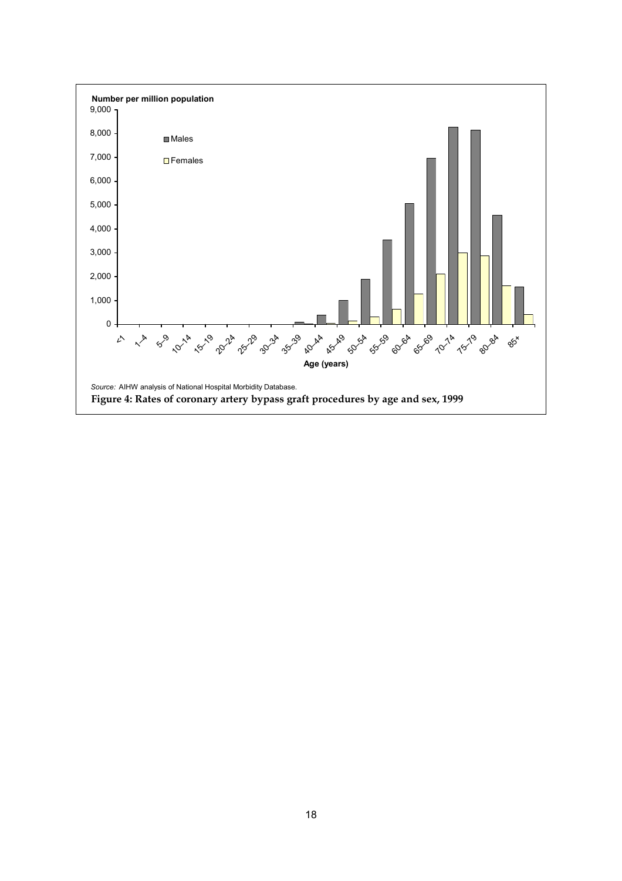*Source:* AIHW analysis of National Hospital Morbidity Database.

**Figure 4: Rates of coronary artery bypass graft procedures by age and sex, 1999**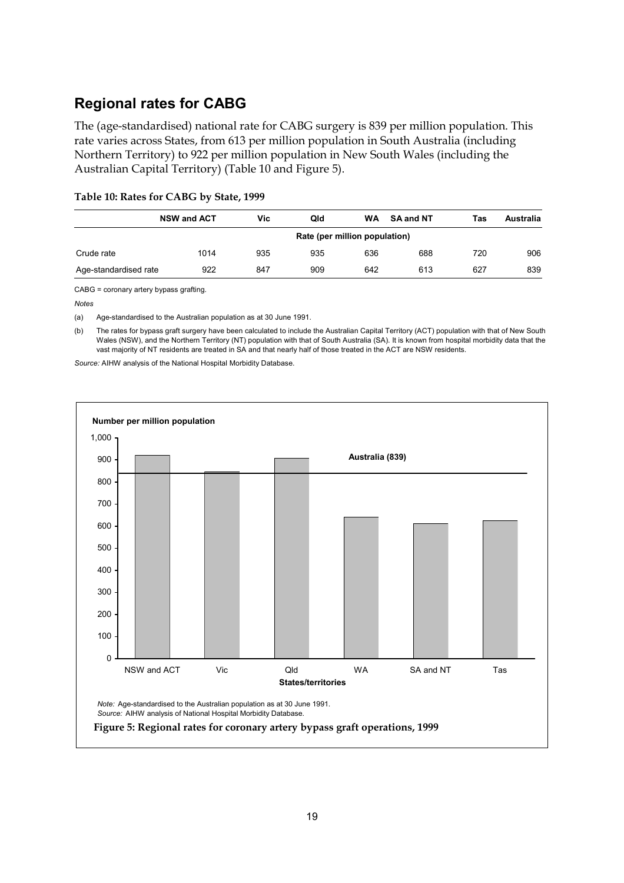## Regional rates for CABG

The (age-standardised) national rate for CABG surgery is 839 per million population. This rate varies across States, from 613 per million population in South Australia (including Northern Territory) to 922 per million population in New South Wales (including the Australian Capital Territory) (Table 10 and Figure 5).

**Table 10: Rates for CABG by State, 1999**

| | NSW and ACT | Vic | Qld | WA | SA and NT | Tas | Australia |
|---|---|---|---|---|---|---|---|
| | Rate (per million population) | | | | | | |
| Crude rate | 1014 | 935 | 935 | 636 | 688 | 720 | 906 |
| Age-standardised rate | 922 | 847 | 909 | 642 | 613 | 627 | 839 |

CABG = coronary artery bypass grafting.

*Notes*

(a) Age-standardised to the Australian population as at 30 June 1991.

(b) The rates for bypass graft surgery have been calculated to include the Australian Capital Territory (ACT) population with that of New South Wales (NSW), and the Northern Territory (NT) population with that of South Australia (SA). It is known from hospital morbidity data that the vast majority of NT residents are treated in SA and that nearly half of those treated in the ACT are NSW residents.

*Source:* AIHW analysis of the National Hospital Morbidity Database.

Number per million population

1,000
900
800
700
600
500
400
300
200
100
0

Australia (839)

NSW and ACT
Vic
Qld
WA
SA and NT
Tas

States/territories

*Note:* Age-standardised to the Australian population as at 30 June 1991.
*Source:* AIHW analysis of National Hospital Morbidity Database.

**Figure 5: Regional rates for coronary artery bypass graft operations, 1999**